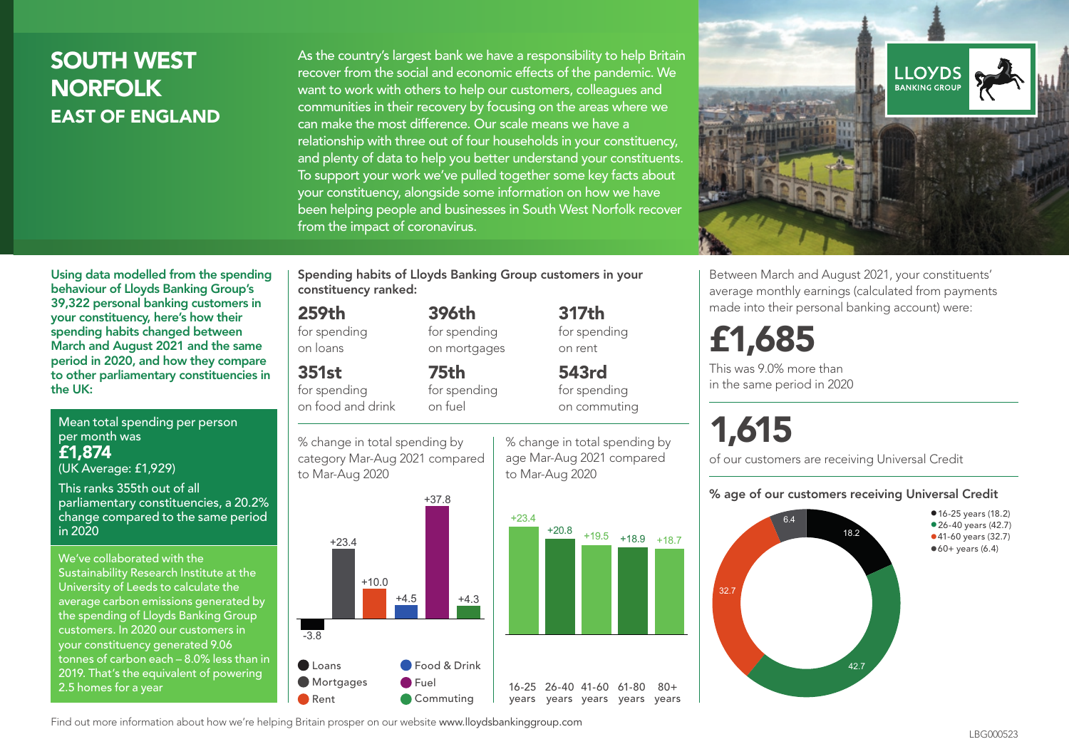# SOUTH WEST NORFOLK
## EAST OF ENGLAND

As the country's largest bank we have a responsibility to help Britain recover from the social and economic effects of the pandemic. We want to work with others to help our customers, colleagues and communities in their recovery by focusing on the areas where we can make the most difference. Our scale means we have a relationship with three out of four households in your constituency, and plenty of data to help you better understand your constituents. To support your work we've pulled together some key facts about your constituency, alongside some information on how we have been helping people and businesses in South West Norfolk recover from the impact of coronavirus.

LLOYDS BANKING GROUP

**Using data modelled from the spending behaviour of Lloyds Banking Group's 39,322 personal banking customers in your constituency, here's how their spending habits changed between March and August 2021 and the same period in 2020, and how they compare to other parliamentary constituencies in the UK:**

Mean total spending per person per month was
**£1,874**
(UK Average: £1,929)

This ranks 355th out of all parliamentary constituencies, a 20.2% change compared to the same period in 2020

We've collaborated with the Sustainability Research Institute at the University of Leeds to calculate the average carbon emissions generated by the spending of Lloyds Banking Group customers. In 2020 our customers in your constituency generated 9.06 tonnes of carbon each – 8.0% less than in 2019. That's the equivalent of powering 2.5 homes for a year

**Spending habits of Lloyds Banking Group customers in your constituency ranked:**

| | | |
|---|---|---|
| **259th** for spending on loans | **396th** for spending on mortgages | **317th** for spending on rent |
| **351st** for spending on food and drink | **75th** for spending on fuel | **543rd** for spending on commuting |

% change in total spending by category Mar-Aug 2021 compared to Mar-Aug 2020

| Category | % change |
|---|---|
| Loans | -3.8 |
| Mortgages | +23.4 |
| Rent | +10.0 |
| Food & Drink | +4.5 |
| Fuel | +37.8 |
| Commuting | +4.3 |

% change in total spending by age Mar-Aug 2021 compared to Mar-Aug 2020

| Age | % change |
|---|---|
| 16-25 years | +23.4 |
| 26-40 years | +20.8 |
| 41-60 years | +19.5 |
| 61-80 years | +18.9 |
| 80+ years | +18.7 |

Between March and August 2021, your constituents' average monthly earnings (calculated from payments made into their personal banking account) were:

**£1,685**

This was 9.0% more than in the same period in 2020

**1,615**

of our customers are receiving Universal Credit

**% age of our customers receiving Universal Credit**

| Age | % |
|---|---|
| 16-25 years | 18.2 |
| 26-40 years | 42.7 |
| 41-60 years | 32.7 |
| 60+ years | 6.4 |

Find out more information about how we're helping Britain prosper on our website www.lloydsbankinggroup.com

LBG000523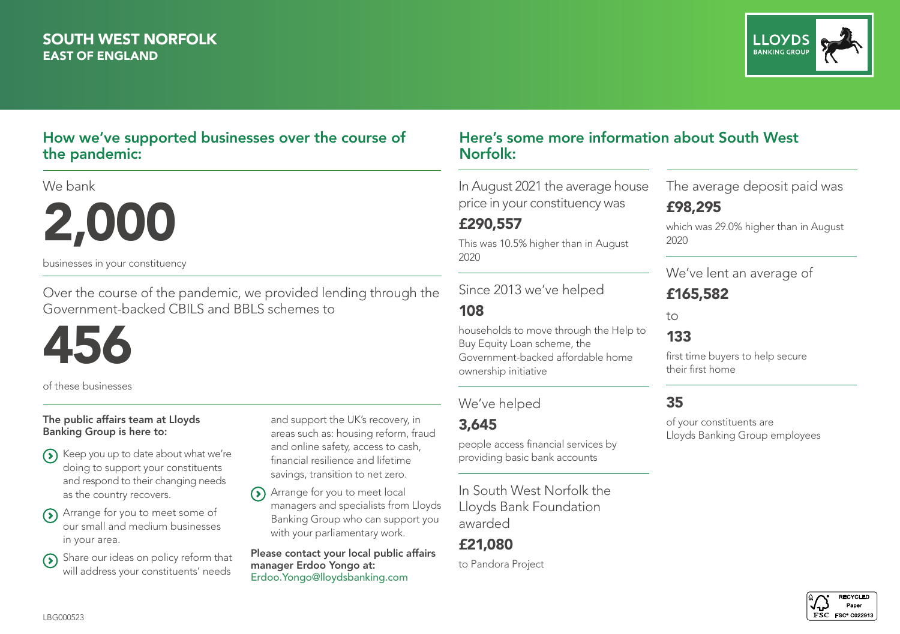# SOUTH WEST NORFOLK
## EAST OF ENGLAND

LLOYDS BANKING GROUP

## How we've supported businesses over the course of the pandemic:

We bank

**2,000**

businesses in your constituency

Over the course of the pandemic, we provided lending through the Government-backed CBILS and BBLS schemes to

**456**

of these businesses

**The public affairs team at Lloyds Banking Group is here to:**

- Keep you up to date about what we're doing to support your constituents and respond to their changing needs as the country recovers.
- Arrange for you to meet some of our small and medium businesses in your area.
- Share our ideas on policy reform that will address your constituents' needs and support the UK's recovery, in areas such as: housing reform, fraud and online safety, access to cash, financial resilience and lifetime savings, transition to net zero.
- Arrange for you to meet local managers and specialists from Lloyds Banking Group who can support you with your parliamentary work.

**Please contact your local public affairs manager Erdoo Yongo at:**
Erdoo.Yongo@lloydsbanking.com

## Here's some more information about South West Norfolk:

In August 2021 the average house price in your constituency was

**£290,557**

This was 10.5% higher than in August 2020

Since 2013 we've helped

**108**

households to move through the Help to Buy Equity Loan scheme, the Government-backed affordable home ownership initiative

We've helped

**3,645**

people access financial services by providing basic bank accounts

In South West Norfolk the Lloyds Bank Foundation awarded

**£21,080**

to Pandora Project

The average deposit paid was

**£98,295**

which was 29.0% higher than in August 2020

We've lent an average of

**£165,582**

to

**133**

first time buyers to help secure their first home

**35**

of your constituents are Lloyds Banking Group employees

LBG000523

RECYCLED Paper FSC® C022913